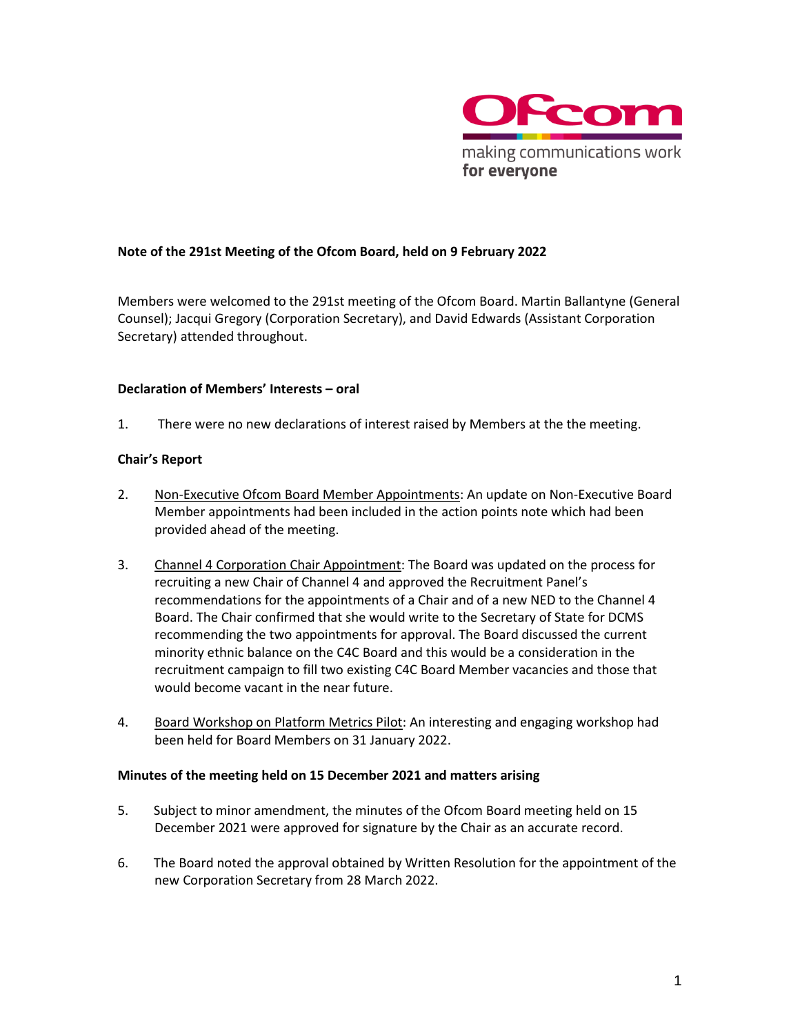**Note of the 291st Meeting of the Ofcom Board, held on 9 February 2022**

Members were welcomed to the 291st meeting of the Ofcom Board. Martin Ballantyne (General Counsel); Jacqui Gregory (Corporation Secretary), and David Edwards (Assistant Corporation Secretary) attended throughout.

**Declaration of Members' Interests – oral**

1. There were no new declarations of interest raised by Members at the the meeting.

**Chair's Report**

2. Non-Executive Ofcom Board Member Appointments: An update on Non-Executive Board Member appointments had been included in the action points note which had been provided ahead of the meeting.

3. Channel 4 Corporation Chair Appointment: The Board was updated on the process for recruiting a new Chair of Channel 4 and approved the Recruitment Panel's recommendations for the appointments of a Chair and of a new NED to the Channel 4 Board. The Chair confirmed that she would write to the Secretary of State for DCMS recommending the two appointments for approval. The Board discussed the current minority ethnic balance on the C4C Board and this would be a consideration in the recruitment campaign to fill two existing C4C Board Member vacancies and those that would become vacant in the near future.

4. Board Workshop on Platform Metrics Pilot: An interesting and engaging workshop had been held for Board Members on 31 January 2022.

**Minutes of the meeting held on 15 December 2021 and matters arising**

5. Subject to minor amendment, the minutes of the Ofcom Board meeting held on 15 December 2021 were approved for signature by the Chair as an accurate record.

6. The Board noted the approval obtained by Written Resolution for the appointment of the new Corporation Secretary from 28 March 2022.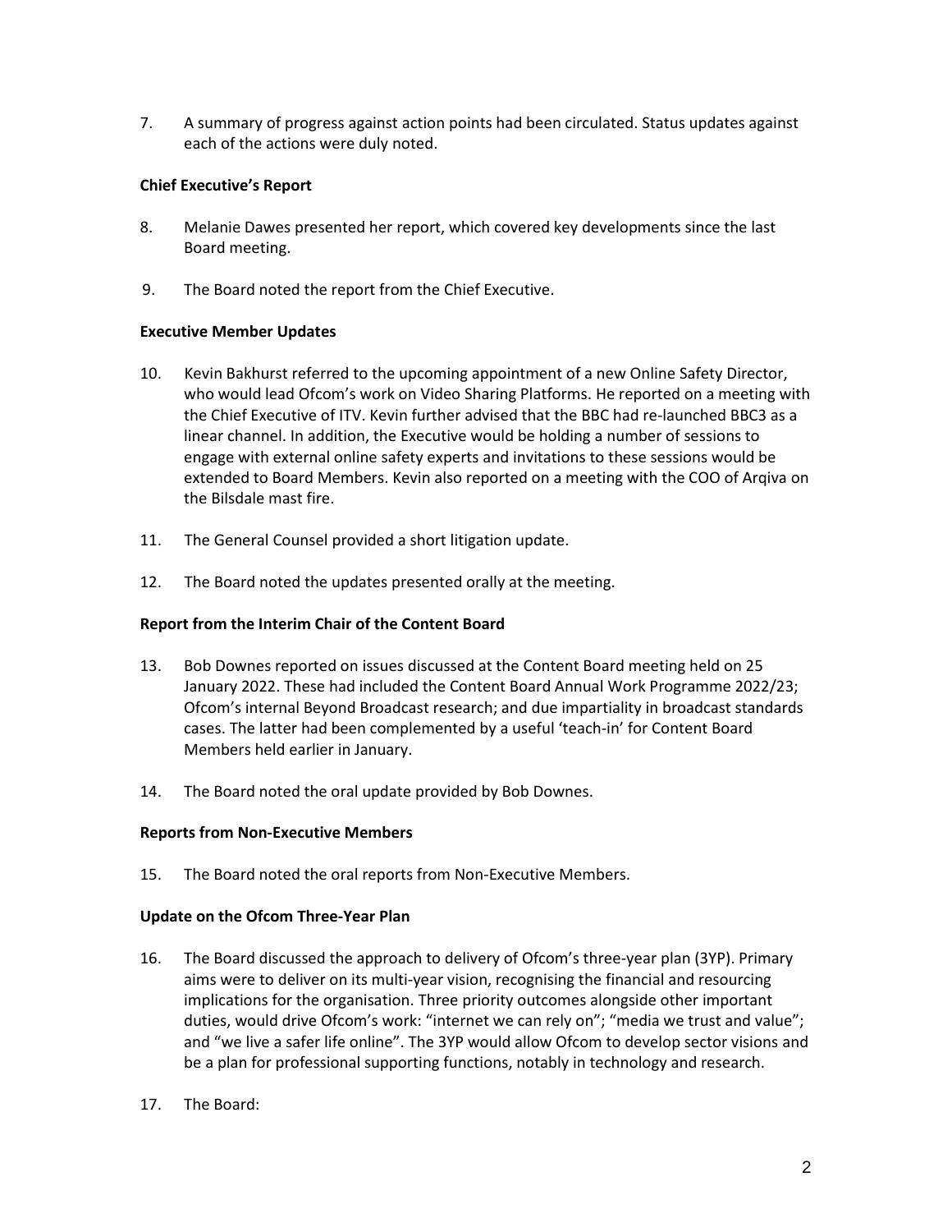7. A summary of progress against action points had been circulated. Status updates against each of the actions were duly noted.

**Chief Executive's Report**

8. Melanie Dawes presented her report, which covered key developments since the last Board meeting.

9. The Board noted the report from the Chief Executive.

**Executive Member Updates**

10. Kevin Bakhurst referred to the upcoming appointment of a new Online Safety Director, who would lead Ofcom's work on Video Sharing Platforms. He reported on a meeting with the Chief Executive of ITV. Kevin further advised that the BBC had re-launched BBC3 as a linear channel. In addition, the Executive would be holding a number of sessions to engage with external online safety experts and invitations to these sessions would be extended to Board Members. Kevin also reported on a meeting with the COO of Arqiva on the Bilsdale mast fire.

11. The General Counsel provided a short litigation update.

12. The Board noted the updates presented orally at the meeting.

**Report from the Interim Chair of the Content Board**

13. Bob Downes reported on issues discussed at the Content Board meeting held on 25 January 2022. These had included the Content Board Annual Work Programme 2022/23; Ofcom's internal Beyond Broadcast research; and due impartiality in broadcast standards cases. The latter had been complemented by a useful 'teach-in' for Content Board Members held earlier in January.

14. The Board noted the oral update provided by Bob Downes.

**Reports from Non-Executive Members**

15. The Board noted the oral reports from Non-Executive Members.

**Update on the Ofcom Three-Year Plan**

16. The Board discussed the approach to delivery of Ofcom's three-year plan (3YP). Primary aims were to deliver on its multi-year vision, recognising the financial and resourcing implications for the organisation. Three priority outcomes alongside other important duties, would drive Ofcom's work: "internet we can rely on"; "media we trust and value"; and "we live a safer life online". The 3YP would allow Ofcom to develop sector visions and be a plan for professional supporting functions, notably in technology and research.

17. The Board: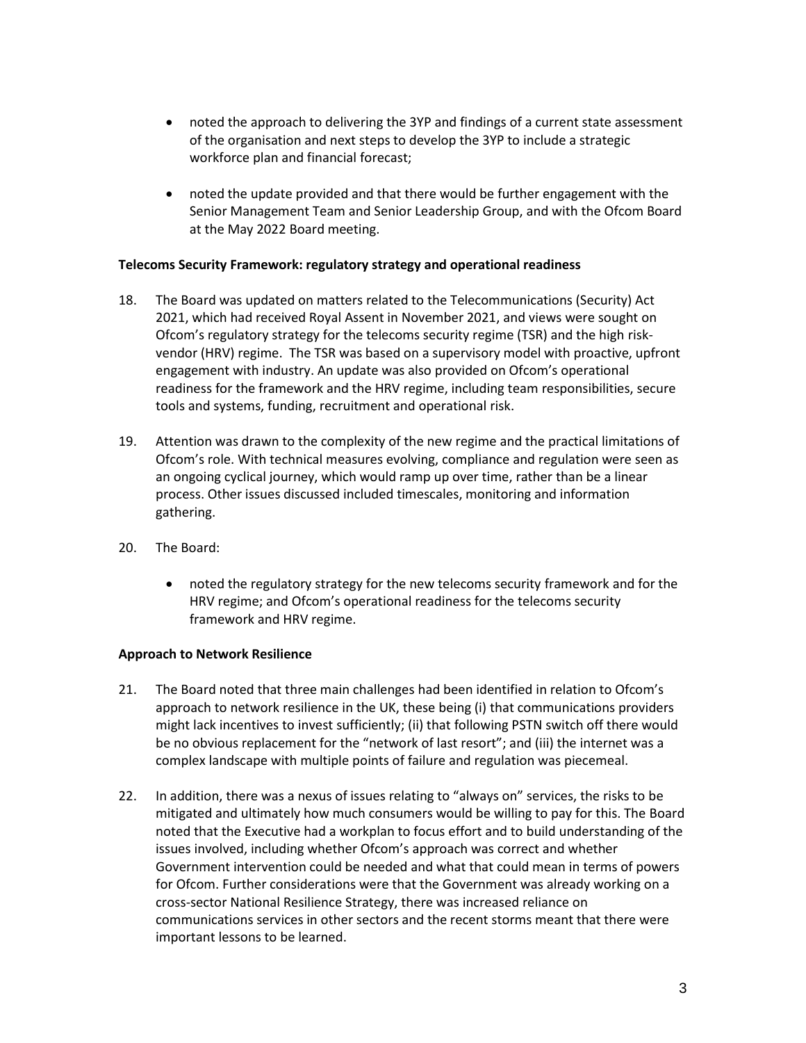- noted the approach to delivering the 3YP and findings of a current state assessment of the organisation and next steps to develop the 3YP to include a strategic workforce plan and financial forecast;

- noted the update provided and that there would be further engagement with the Senior Management Team and Senior Leadership Group, and with the Ofcom Board at the May 2022 Board meeting.

**Telecoms Security Framework: regulatory strategy and operational readiness**

18. The Board was updated on matters related to the Telecommunications (Security) Act 2021, which had received Royal Assent in November 2021, and views were sought on Ofcom's regulatory strategy for the telecoms security regime (TSR) and the high risk-vendor (HRV) regime. The TSR was based on a supervisory model with proactive, upfront engagement with industry. An update was also provided on Ofcom's operational readiness for the framework and the HRV regime, including team responsibilities, secure tools and systems, funding, recruitment and operational risk.

19. Attention was drawn to the complexity of the new regime and the practical limitations of Ofcom's role. With technical measures evolving, compliance and regulation were seen as an ongoing cyclical journey, which would ramp up over time, rather than be a linear process. Other issues discussed included timescales, monitoring and information gathering.

20. The Board:

    - noted the regulatory strategy for the new telecoms security framework and for the HRV regime; and Ofcom's operational readiness for the telecoms security framework and HRV regime.

**Approach to Network Resilience**

21. The Board noted that three main challenges had been identified in relation to Ofcom's approach to network resilience in the UK, these being (i) that communications providers might lack incentives to invest sufficiently; (ii) that following PSTN switch off there would be no obvious replacement for the "network of last resort"; and (iii) the internet was a complex landscape with multiple points of failure and regulation was piecemeal.

22. In addition, there was a nexus of issues relating to "always on" services, the risks to be mitigated and ultimately how much consumers would be willing to pay for this. The Board noted that the Executive had a workplan to focus effort and to build understanding of the issues involved, including whether Ofcom's approach was correct and whether Government intervention could be needed and what that could mean in terms of powers for Ofcom. Further considerations were that the Government was already working on a cross-sector National Resilience Strategy, there was increased reliance on communications services in other sectors and the recent storms meant that there were important lessons to be learned.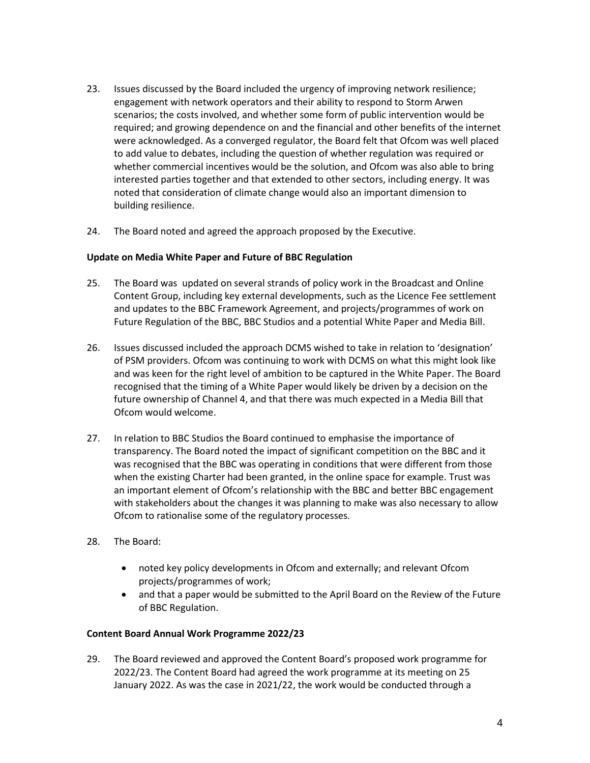23. Issues discussed by the Board included the urgency of improving network resilience; engagement with network operators and their ability to respond to Storm Arwen scenarios; the costs involved, and whether some form of public intervention would be required; and growing dependence on and the financial and other benefits of the internet were acknowledged. As a converged regulator, the Board felt that Ofcom was well placed to add value to debates, including the question of whether regulation was required or whether commercial incentives would be the solution, and Ofcom was also able to bring interested parties together and that extended to other sectors, including energy. It was noted that consideration of climate change would also an important dimension to building resilience.

24. The Board noted and agreed the approach proposed by the Executive.

**Update on Media White Paper and Future of BBC Regulation**

25. The Board was updated on several strands of policy work in the Broadcast and Online Content Group, including key external developments, such as the Licence Fee settlement and updates to the BBC Framework Agreement, and projects/programmes of work on Future Regulation of the BBC, BBC Studios and a potential White Paper and Media Bill.

26. Issues discussed included the approach DCMS wished to take in relation to 'designation' of PSM providers. Ofcom was continuing to work with DCMS on what this might look like and was keen for the right level of ambition to be captured in the White Paper. The Board recognised that the timing of a White Paper would likely be driven by a decision on the future ownership of Channel 4, and that there was much expected in a Media Bill that Ofcom would welcome.

27. In relation to BBC Studios the Board continued to emphasise the importance of transparency. The Board noted the impact of significant competition on the BBC and it was recognised that the BBC was operating in conditions that were different from those when the existing Charter had been granted, in the online space for example. Trust was an important element of Ofcom's relationship with the BBC and better BBC engagement with stakeholders about the changes it was planning to make was also necessary to allow Ofcom to rationalise some of the regulatory processes.

28. The Board:

    - noted key policy developments in Ofcom and externally; and relevant Ofcom projects/programmes of work;
    - and that a paper would be submitted to the April Board on the Review of the Future of BBC Regulation.

**Content Board Annual Work Programme 2022/23**

29. The Board reviewed and approved the Content Board's proposed work programme for 2022/23. The Content Board had agreed the work programme at its meeting on 25 January 2022. As was the case in 2021/22, the work would be conducted through a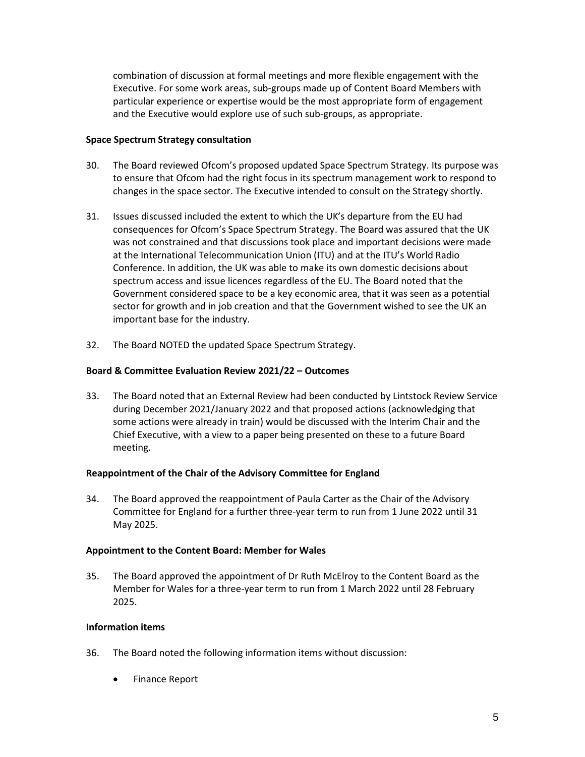combination of discussion at formal meetings and more flexible engagement with the Executive. For some work areas, sub-groups made up of Content Board Members with particular experience or expertise would be the most appropriate form of engagement and the Executive would explore use of such sub-groups, as appropriate.

**Space Spectrum Strategy consultation**

30. The Board reviewed Ofcom's proposed updated Space Spectrum Strategy. Its purpose was to ensure that Ofcom had the right focus in its spectrum management work to respond to changes in the space sector. The Executive intended to consult on the Strategy shortly.

31. Issues discussed included the extent to which the UK's departure from the EU had consequences for Ofcom's Space Spectrum Strategy. The Board was assured that the UK was not constrained and that discussions took place and important decisions were made at the International Telecommunication Union (ITU) and at the ITU's World Radio Conference. In addition, the UK was able to make its own domestic decisions about spectrum access and issue licences regardless of the EU. The Board noted that the Government considered space to be a key economic area, that it was seen as a potential sector for growth and in job creation and that the Government wished to see the UK an important base for the industry.

32. The Board NOTED the updated Space Spectrum Strategy.

**Board & Committee Evaluation Review 2021/22 – Outcomes**

33. The Board noted that an External Review had been conducted by Lintstock Review Service during December 2021/January 2022 and that proposed actions (acknowledging that some actions were already in train) would be discussed with the Interim Chair and the Chief Executive, with a view to a paper being presented on these to a future Board meeting.

**Reappointment of the Chair of the Advisory Committee for England**

34. The Board approved the reappointment of Paula Carter as the Chair of the Advisory Committee for England for a further three-year term to run from 1 June 2022 until 31 May 2025.

**Appointment to the Content Board: Member for Wales**

35. The Board approved the appointment of Dr Ruth McElroy to the Content Board as the Member for Wales for a three-year term to run from 1 March 2022 until 28 February 2025.

**Information items**

36. The Board noted the following information items without discussion:

    - Finance Report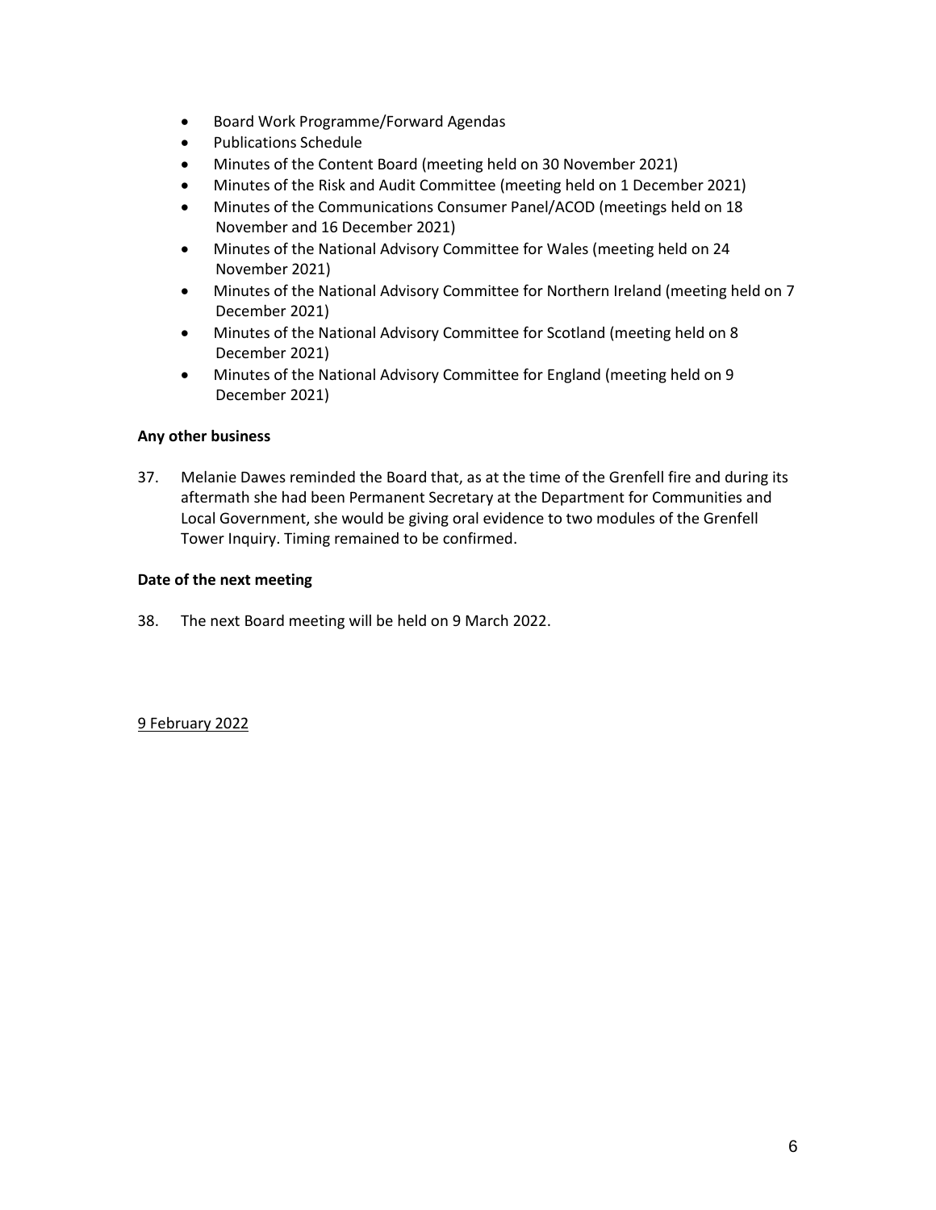- Board Work Programme/Forward Agendas
- Publications Schedule
- Minutes of the Content Board (meeting held on 30 November 2021)
- Minutes of the Risk and Audit Committee (meeting held on 1 December 2021)
- Minutes of the Communications Consumer Panel/ACOD (meetings held on 18 November and 16 December 2021)
- Minutes of the National Advisory Committee for Wales (meeting held on 24 November 2021)
- Minutes of the National Advisory Committee for Northern Ireland (meeting held on 7 December 2021)
- Minutes of the National Advisory Committee for Scotland (meeting held on 8 December 2021)
- Minutes of the National Advisory Committee for England (meeting held on 9 December 2021)

**Any other business**

37. Melanie Dawes reminded the Board that, as at the time of the Grenfell fire and during its aftermath she had been Permanent Secretary at the Department for Communities and Local Government, she would be giving oral evidence to two modules of the Grenfell Tower Inquiry. Timing remained to be confirmed.

**Date of the next meeting**

38. The next Board meeting will be held on 9 March 2022.

9 February 2022